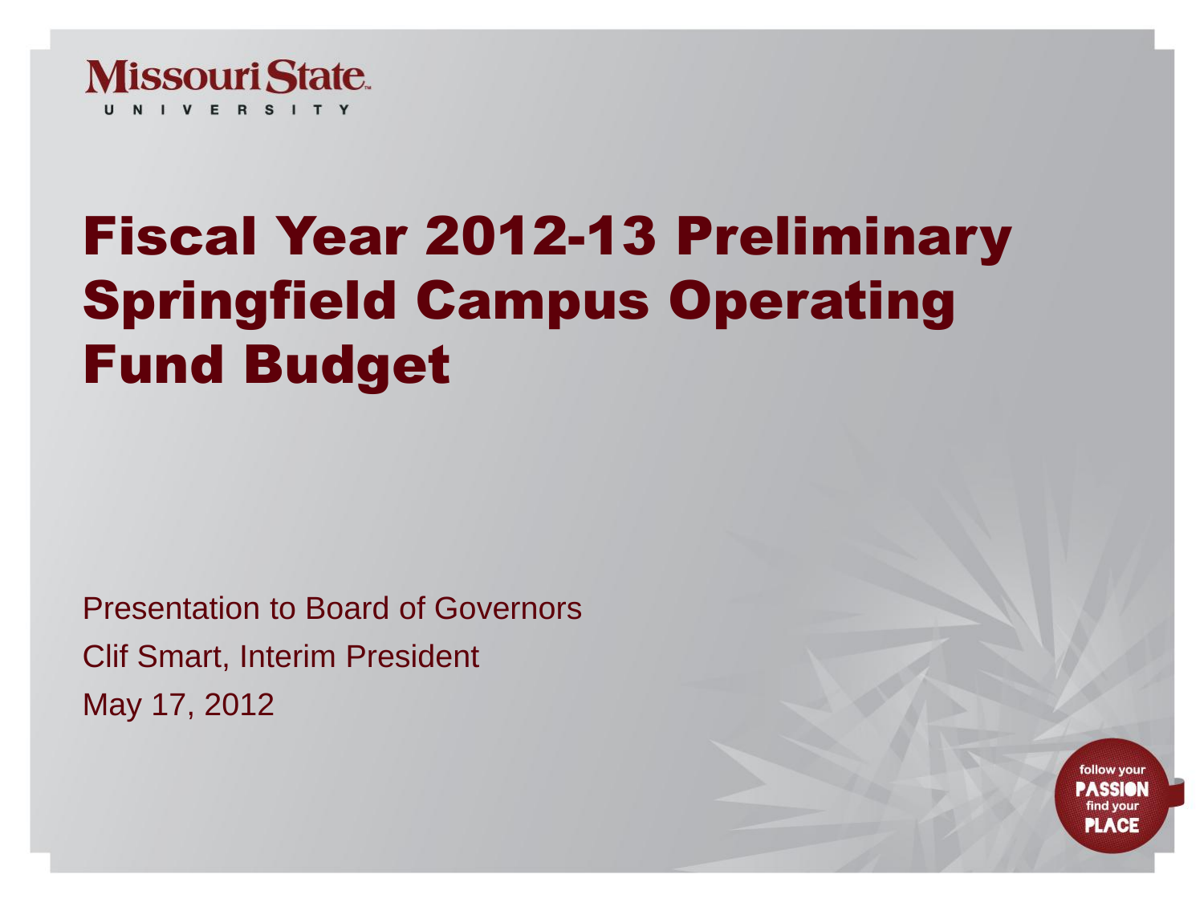Missouri State University

# Fiscal Year 2012-13 Preliminary Springfield Campus Operating Fund Budget

Presentation to Board of Governors

Clif Smart, Interim President

May 17, 2012

follow your PASSION find your PLACE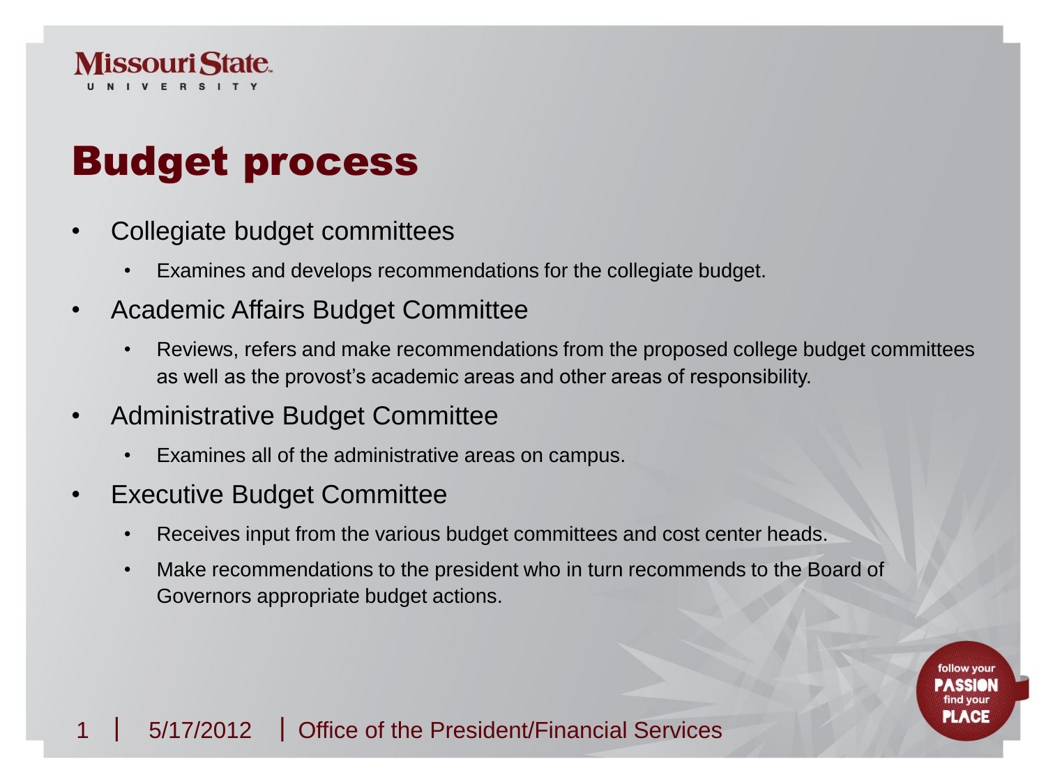# Budget process

- Collegiate budget committees
  - Examines and develops recommendations for the collegiate budget.
- Academic Affairs Budget Committee
  - Reviews, refers and make recommendations from the proposed college budget committees as well as the provost's academic areas and other areas of responsibility.
- Administrative Budget Committee
  - Examines all of the administrative areas on campus.
- Executive Budget Committee
  - Receives input from the various budget committees and cost center heads.
  - Make recommendations to the president who in turn recommends to the Board of Governors appropriate budget actions.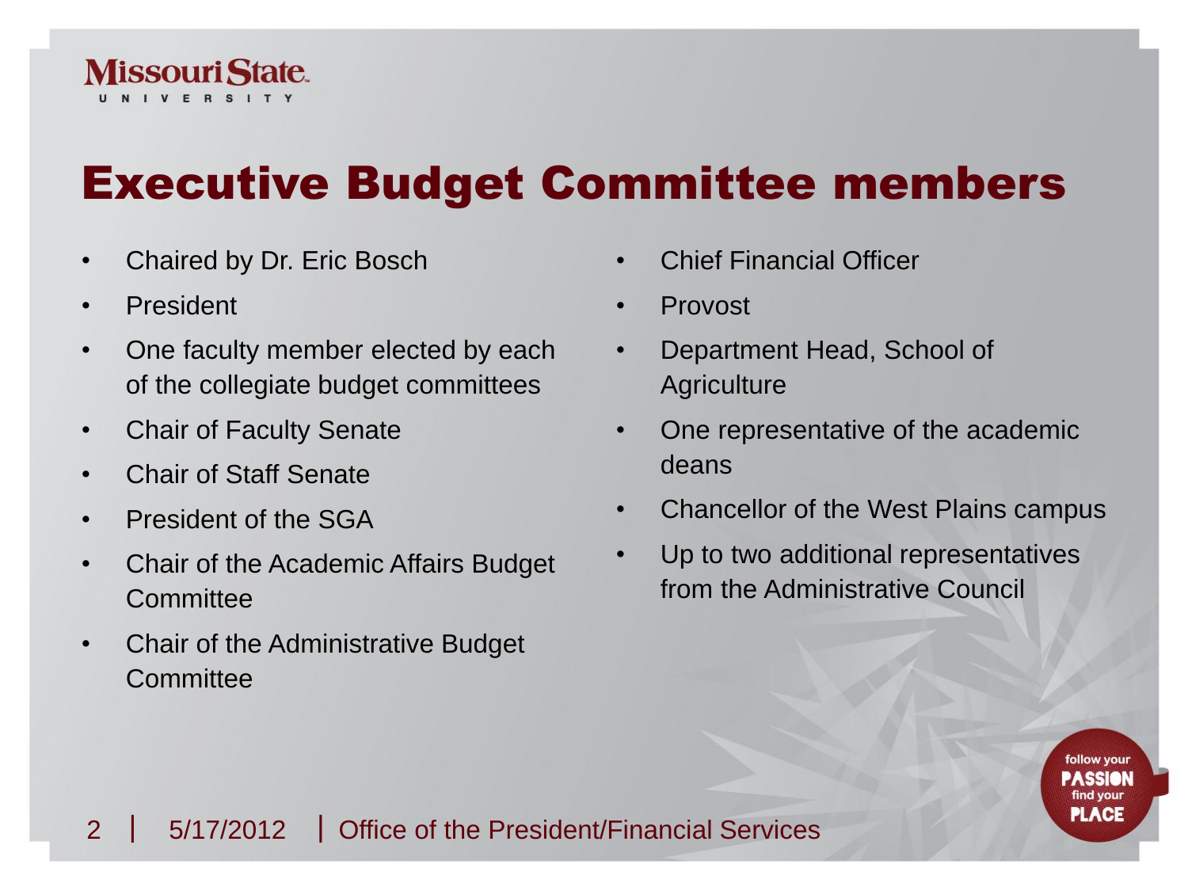# Executive Budget Committee members

- Chaired by Dr. Eric Bosch
- President
- One faculty member elected by each of the collegiate budget committees
- Chair of Faculty Senate
- Chair of Staff Senate
- President of the SGA
- Chair of the Academic Affairs Budget Committee
- Chair of the Administrative Budget Committee
- Chief Financial Officer
- Provost
- Department Head, School of Agriculture
- One representative of the academic deans
- Chancellor of the West Plains campus
- Up to two additional representatives from the Administrative Council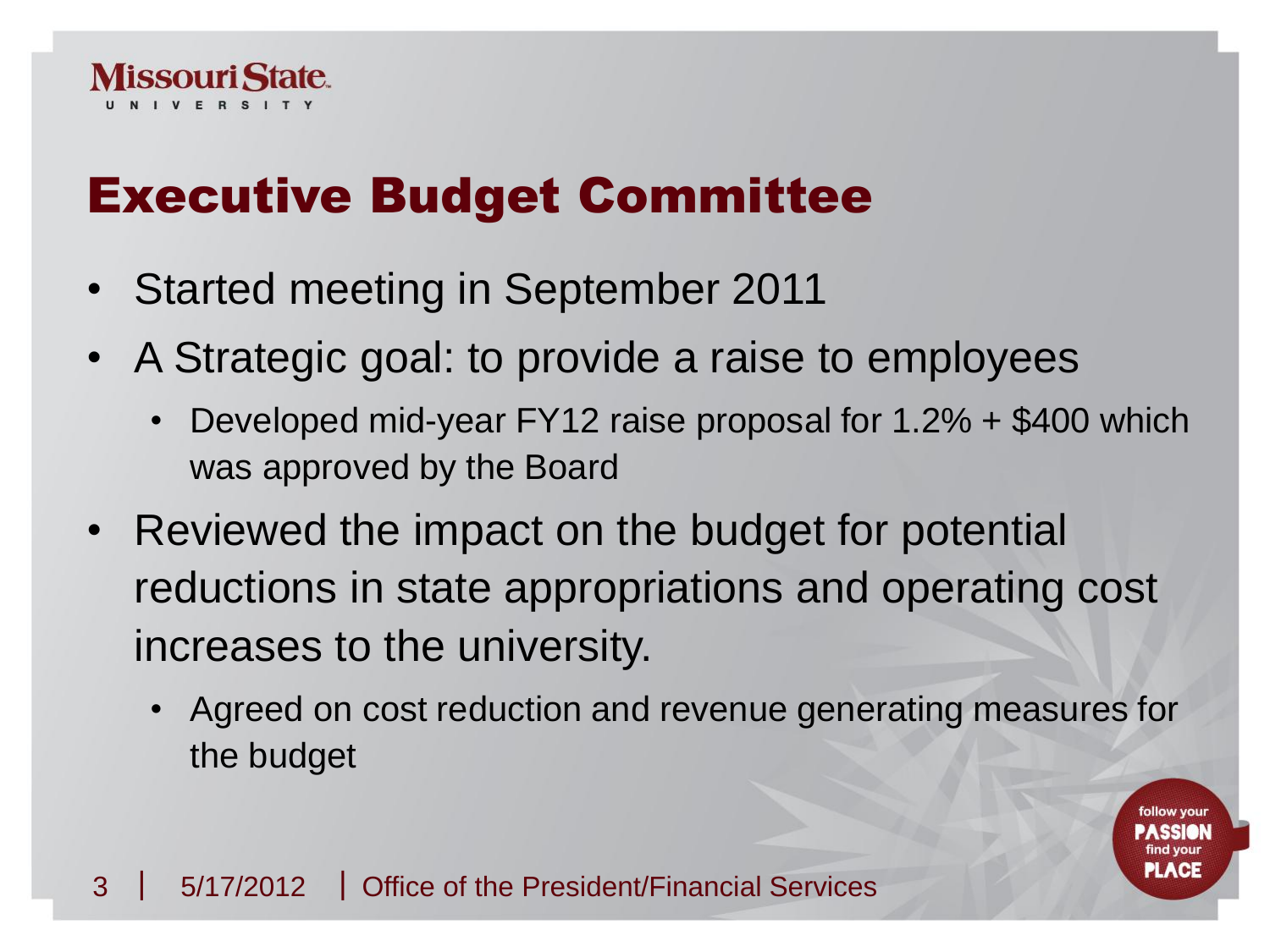# Executive Budget Committee

- Started meeting in September 2011
- A Strategic goal: to provide a raise to employees
  - Developed mid-year FY12 raise proposal for 1.2% + $400 which was approved by the Board
- Reviewed the impact on the budget for potential reductions in state appropriations and operating cost increases to the university.
  - Agreed on cost reduction and revenue generating measures for the budget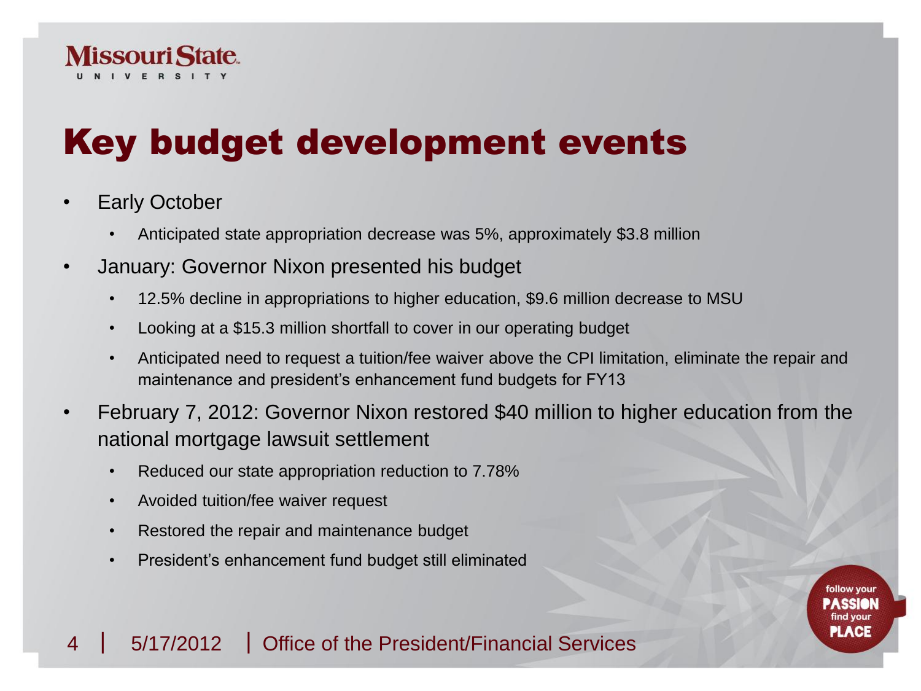# Key budget development events

- Early October
  - Anticipated state appropriation decrease was 5%, approximately $3.8 million
- January: Governor Nixon presented his budget
  - 12.5% decline in appropriations to higher education, $9.6 million decrease to MSU
  - Looking at a $15.3 million shortfall to cover in our operating budget
  - Anticipated need to request a tuition/fee waiver above the CPI limitation, eliminate the repair and maintenance and president's enhancement fund budgets for FY13
- February 7, 2012: Governor Nixon restored $40 million to higher education from the national mortgage lawsuit settlement
  - Reduced our state appropriation reduction to 7.78%
  - Avoided tuition/fee waiver request
  - Restored the repair and maintenance budget
  - President's enhancement fund budget still eliminated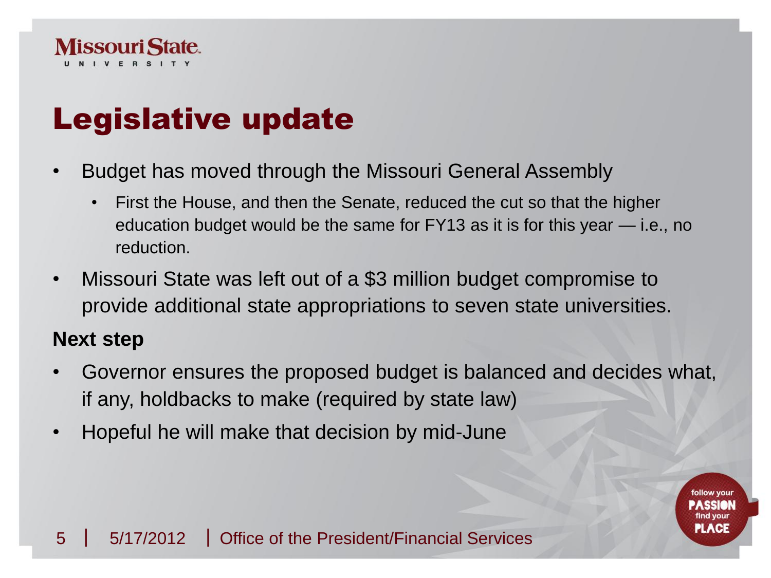# Legislative update

- Budget has moved through the Missouri General Assembly
  - First the House, and then the Senate, reduced the cut so that the higher education budget would be the same for FY13 as it is for this year — i.e., no reduction.
- Missouri State was left out of a $3 million budget compromise to provide additional state appropriations to seven state universities.

**Next step**

- Governor ensures the proposed budget is balanced and decides what, if any, holdbacks to make (required by state law)
- Hopeful he will make that decision by mid-June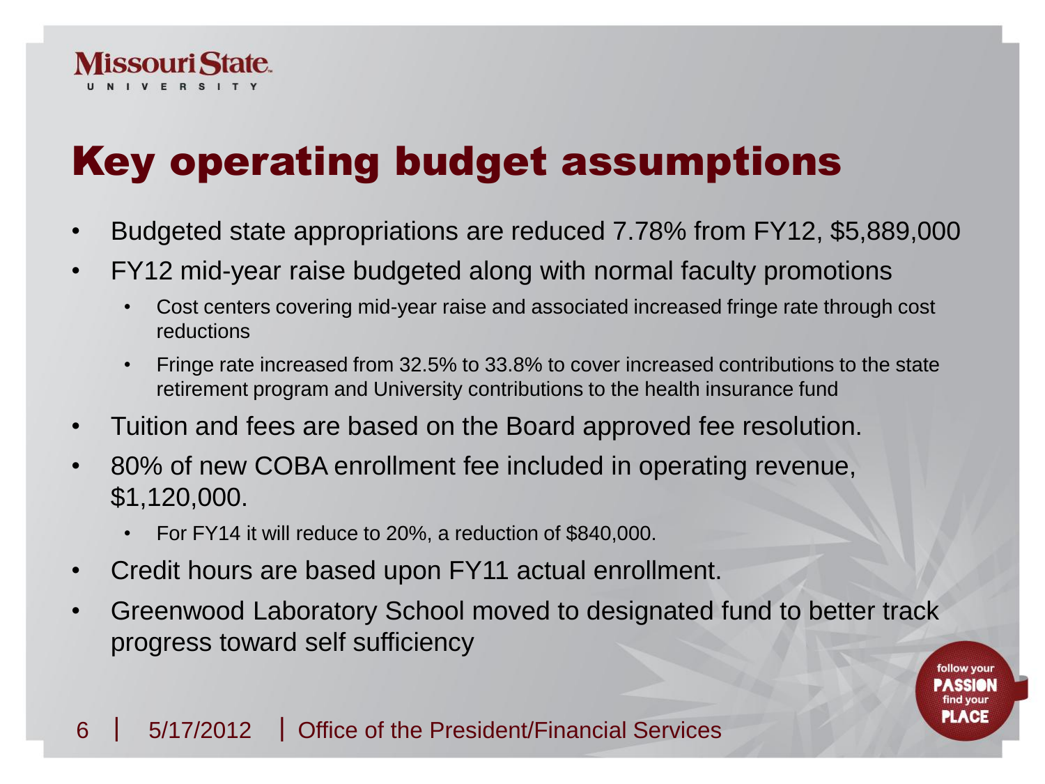# Key operating budget assumptions

- Budgeted state appropriations are reduced 7.78% from FY12, $5,889,000
- FY12 mid-year raise budgeted along with normal faculty promotions
  - Cost centers covering mid-year raise and associated increased fringe rate through cost reductions
  - Fringe rate increased from 32.5% to 33.8% to cover increased contributions to the state retirement program and University contributions to the health insurance fund
- Tuition and fees are based on the Board approved fee resolution.
- 80% of new COBA enrollment fee included in operating revenue, $1,120,000.
  - For FY14 it will reduce to 20%, a reduction of $840,000.
- Credit hours are based upon FY11 actual enrollment.
- Greenwood Laboratory School moved to designated fund to better track progress toward self sufficiency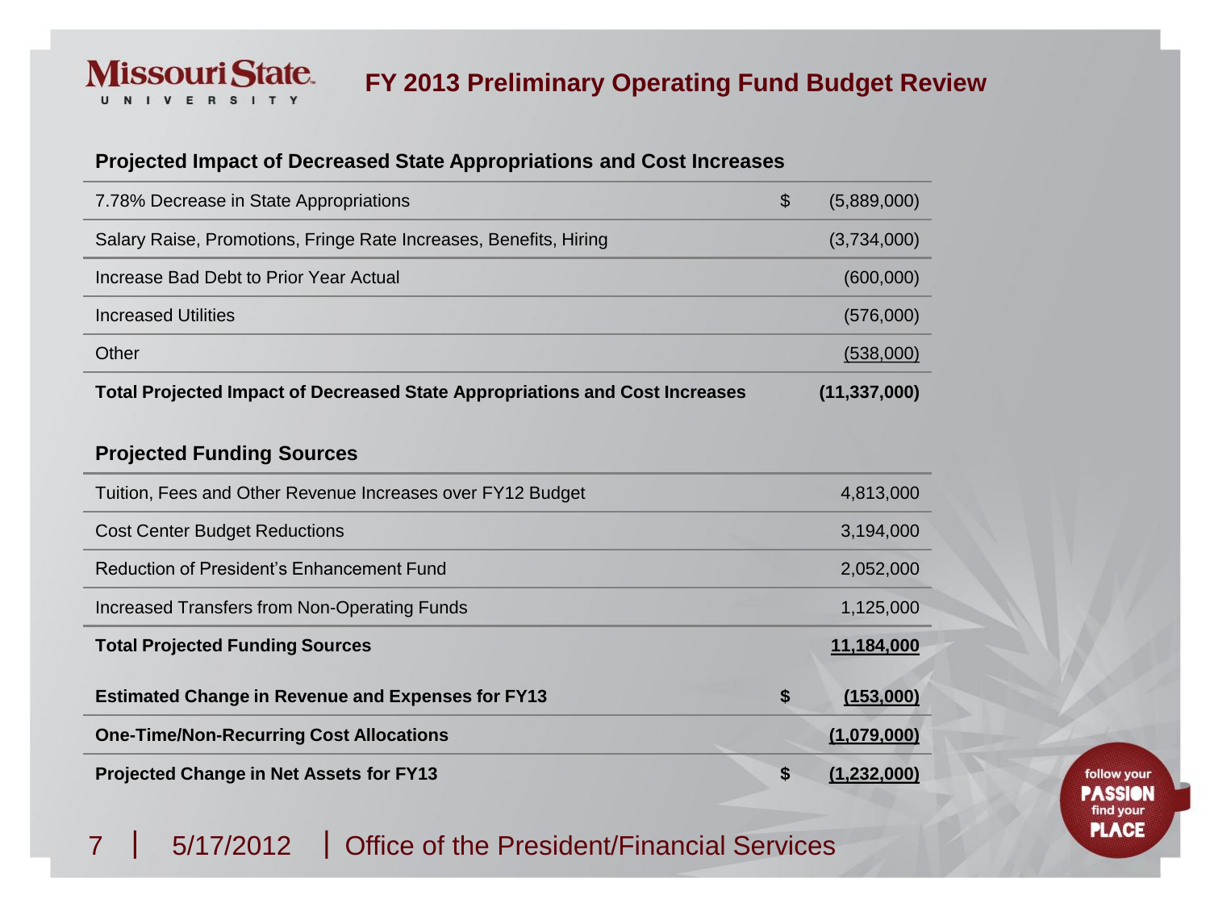# FY 2013 Preliminary Operating Fund Budget Review

| **Projected Impact of Decreased State Appropriations and Cost Increases** | | |
|---|---|---|
| 7.78% Decrease in State Appropriations | $ | (5,889,000) |
| Salary Raise, Promotions, Fringe Rate Increases, Benefits, Hiring | | (3,734,000) |
| Increase Bad Debt to Prior Year Actual | | (600,000) |
| Increased Utilities | | (576,000) |
| Other | | (538,000) |
| **Total Projected Impact of Decreased State Appropriations and Cost Increases** | | **(11,337,000)** |

| **Projected Funding Sources** | | |
|---|---|---|
| Tuition, Fees and Other Revenue Increases over FY12 Budget | | 4,813,000 |
| Cost Center Budget Reductions | | 3,194,000 |
| Reduction of President's Enhancement Fund | | 2,052,000 |
| Increased Transfers from Non-Operating Funds | | 1,125,000 |
| **Total Projected Funding Sources** | | **11,184,000** |
| **Estimated Change in Revenue and Expenses for FY13** | **$** | **(153,000)** |
| **One-Time/Non-Recurring Cost Allocations** | | **(1,079,000)** |
| **Projected Change in Net Assets for FY13** | **$** | **(1,232,000)** |

5/17/2012 | Office of the President/Financial Services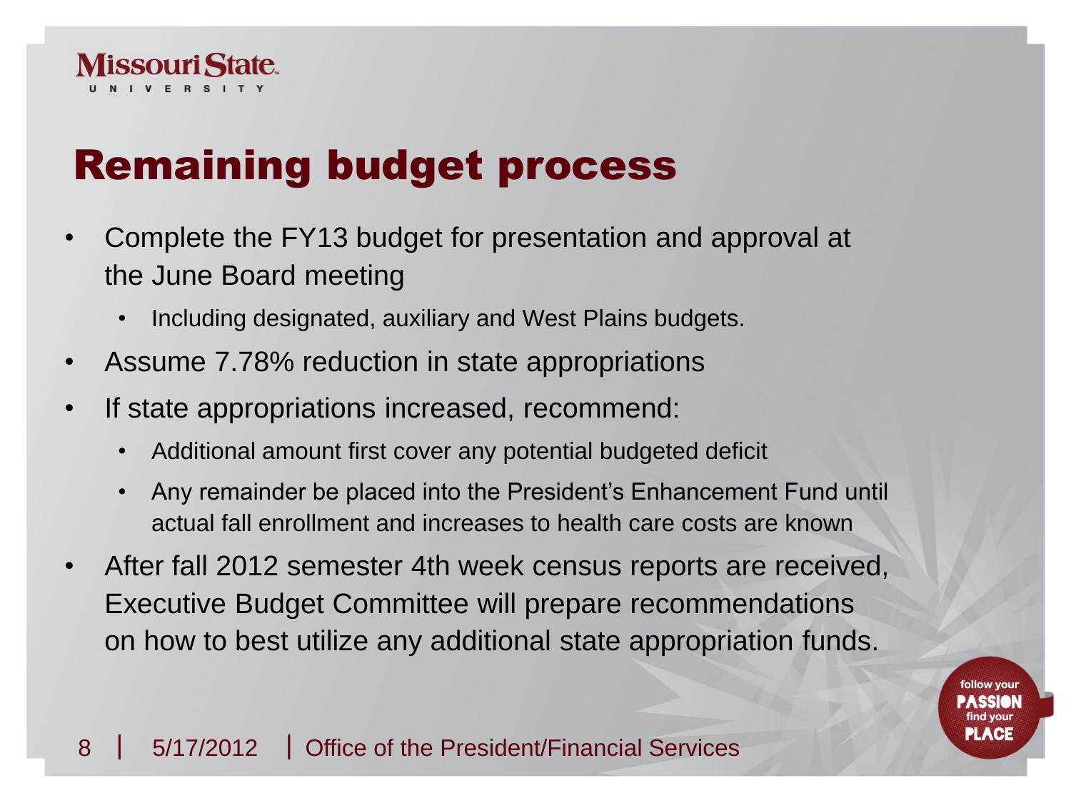# Remaining budget process

- Complete the FY13 budget for presentation and approval at the June Board meeting
  - Including designated, auxiliary and West Plains budgets.
- Assume 7.78% reduction in state appropriations
- If state appropriations increased, recommend:
  - Additional amount first cover any potential budgeted deficit
  - Any remainder be placed into the President's Enhancement Fund until actual fall enrollment and increases to health care costs are known
- After fall 2012 semester 4th week census reports are received, Executive Budget Committee will prepare recommendations on how to best utilize any additional state appropriation funds.